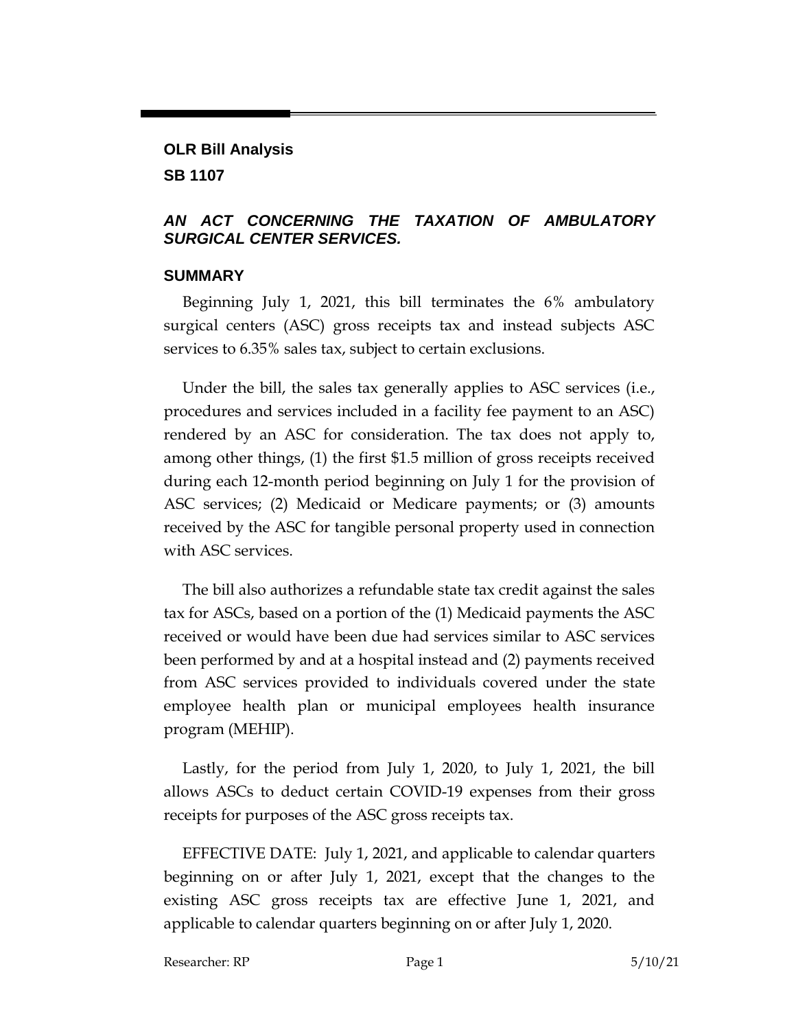## OLR Bill Analysis

## SB 1107

### *AN ACT CONCERNING THE TAXATION OF AMBULATORY SURGICAL CENTER SERVICES.*

### SUMMARY

Beginning July 1, 2021, this bill terminates the 6% ambulatory surgical centers (ASC) gross receipts tax and instead subjects ASC services to 6.35% sales tax, subject to certain exclusions.

Under the bill, the sales tax generally applies to ASC services (i.e., procedures and services included in a facility fee payment to an ASC) rendered by an ASC for consideration. The tax does not apply to, among other things, (1) the first $1.5 million of gross receipts received during each 12-month period beginning on July 1 for the provision of ASC services; (2) Medicaid or Medicare payments; or (3) amounts received by the ASC for tangible personal property used in connection with ASC services.

The bill also authorizes a refundable state tax credit against the sales tax for ASCs, based on a portion of the (1) Medicaid payments the ASC received or would have been due had services similar to ASC services been performed by and at a hospital instead and (2) payments received from ASC services provided to individuals covered under the state employee health plan or municipal employees health insurance program (MEHIP).

Lastly, for the period from July 1, 2020, to July 1, 2021, the bill allows ASCs to deduct certain COVID-19 expenses from their gross receipts for purposes of the ASC gross receipts tax.

EFFECTIVE DATE: July 1, 2021, and applicable to calendar quarters beginning on or after July 1, 2021, except that the changes to the existing ASC gross receipts tax are effective June 1, 2021, and applicable to calendar quarters beginning on or after July 1, 2020.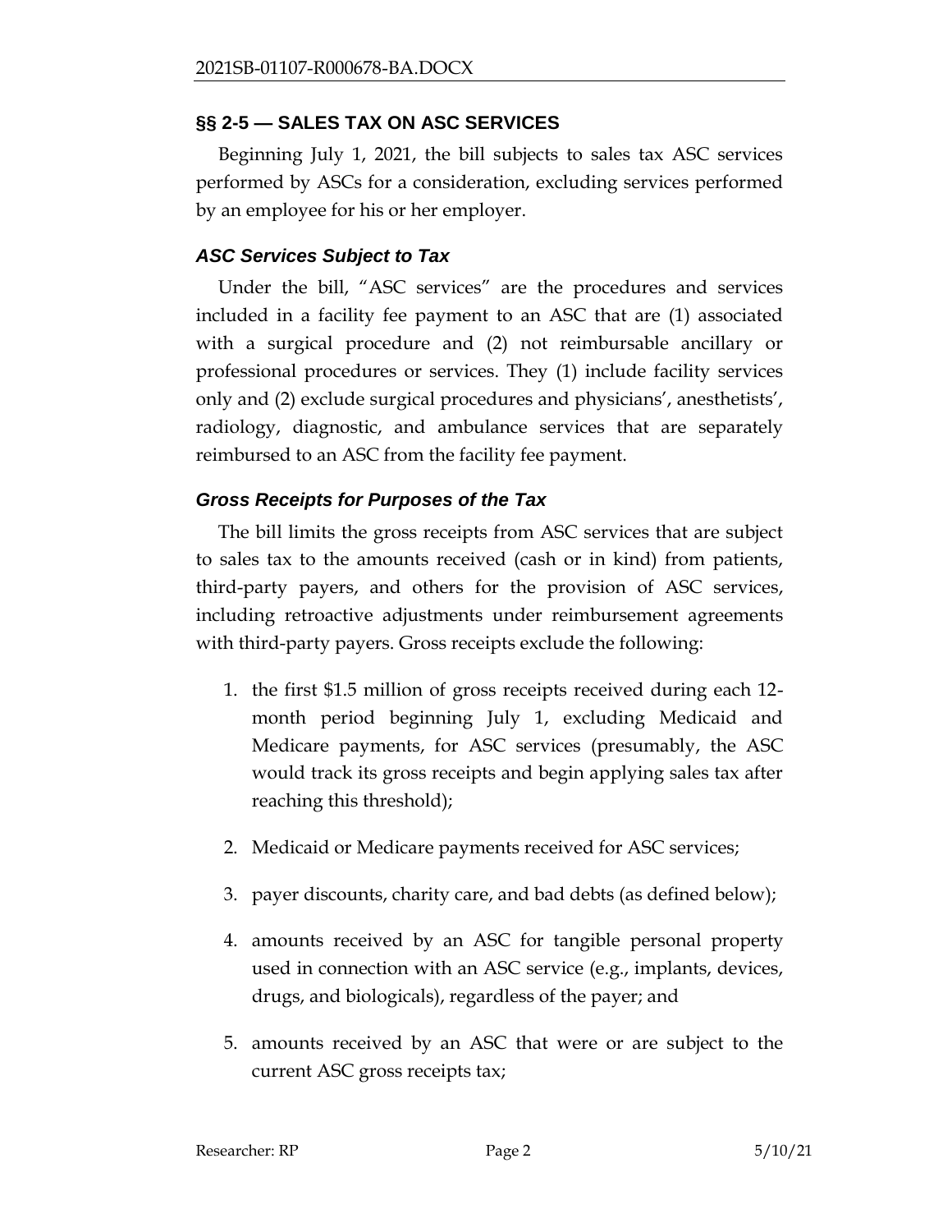## §§ 2-5 — SALES TAX ON ASC SERVICES

Beginning July 1, 2021, the bill subjects to sales tax ASC services performed by ASCs for a consideration, excluding services performed by an employee for his or her employer.

### *ASC Services Subject to Tax*

Under the bill, "ASC services" are the procedures and services included in a facility fee payment to an ASC that are (1) associated with a surgical procedure and (2) not reimbursable ancillary or professional procedures or services. They (1) include facility services only and (2) exclude surgical procedures and physicians', anesthetists', radiology, diagnostic, and ambulance services that are separately reimbursed to an ASC from the facility fee payment.

### *Gross Receipts for Purposes of the Tax*

The bill limits the gross receipts from ASC services that are subject to sales tax to the amounts received (cash or in kind) from patients, third-party payers, and others for the provision of ASC services, including retroactive adjustments under reimbursement agreements with third-party payers. Gross receipts exclude the following:

1. the first $1.5 million of gross receipts received during each 12-month period beginning July 1, excluding Medicaid and Medicare payments, for ASC services (presumably, the ASC would track its gross receipts and begin applying sales tax after reaching this threshold);
2. Medicaid or Medicare payments received for ASC services;
3. payer discounts, charity care, and bad debts (as defined below);
4. amounts received by an ASC for tangible personal property used in connection with an ASC service (e.g., implants, devices, drugs, and biologicals), regardless of the payer; and
5. amounts received by an ASC that were or are subject to the current ASC gross receipts tax;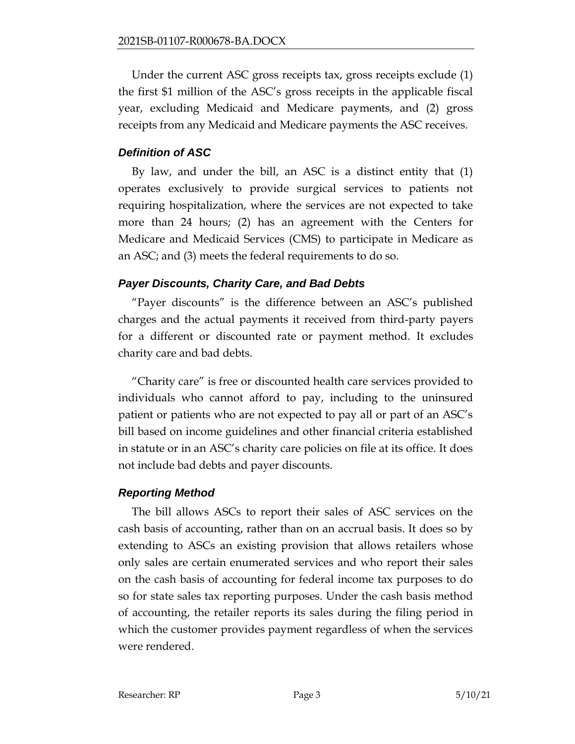Under the current ASC gross receipts tax, gross receipts exclude (1) the first $1 million of the ASC's gross receipts in the applicable fiscal year, excluding Medicaid and Medicare payments, and (2) gross receipts from any Medicaid and Medicare payments the ASC receives.

### *Definition of ASC*

By law, and under the bill, an ASC is a distinct entity that (1) operates exclusively to provide surgical services to patients not requiring hospitalization, where the services are not expected to take more than 24 hours; (2) has an agreement with the Centers for Medicare and Medicaid Services (CMS) to participate in Medicare as an ASC; and (3) meets the federal requirements to do so.

### *Payer Discounts, Charity Care, and Bad Debts*

"Payer discounts" is the difference between an ASC's published charges and the actual payments it received from third-party payers for a different or discounted rate or payment method. It excludes charity care and bad debts.

"Charity care" is free or discounted health care services provided to individuals who cannot afford to pay, including to the uninsured patient or patients who are not expected to pay all or part of an ASC's bill based on income guidelines and other financial criteria established in statute or in an ASC's charity care policies on file at its office. It does not include bad debts and payer discounts.

### *Reporting Method*

The bill allows ASCs to report their sales of ASC services on the cash basis of accounting, rather than on an accrual basis. It does so by extending to ASCs an existing provision that allows retailers whose only sales are certain enumerated services and who report their sales on the cash basis of accounting for federal income tax purposes to do so for state sales tax reporting purposes. Under the cash basis method of accounting, the retailer reports its sales during the filing period in which the customer provides payment regardless of when the services were rendered.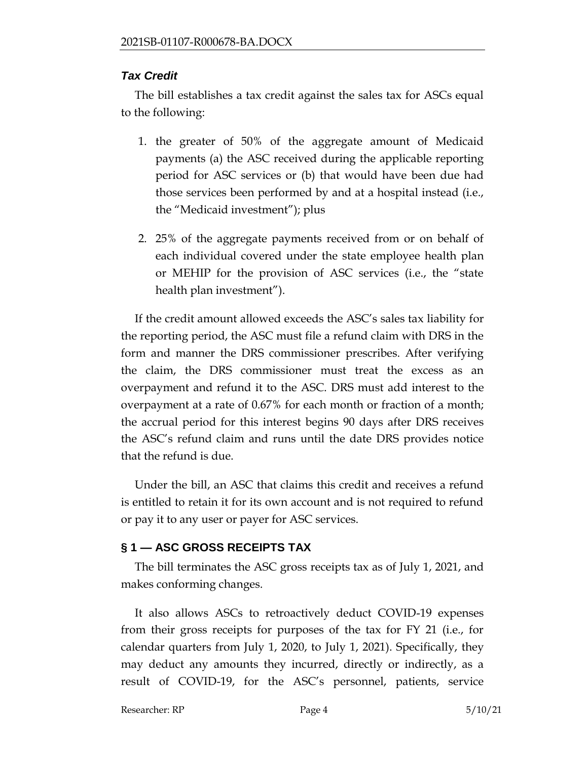### *Tax Credit*

The bill establishes a tax credit against the sales tax for ASCs equal to the following:

1. the greater of 50% of the aggregate amount of Medicaid payments (a) the ASC received during the applicable reporting period for ASC services or (b) that would have been due had those services been performed by and at a hospital instead (i.e., the "Medicaid investment"); plus

2. 25% of the aggregate payments received from or on behalf of each individual covered under the state employee health plan or MEHIP for the provision of ASC services (i.e., the "state health plan investment").

If the credit amount allowed exceeds the ASC's sales tax liability for the reporting period, the ASC must file a refund claim with DRS in the form and manner the DRS commissioner prescribes. After verifying the claim, the DRS commissioner must treat the excess as an overpayment and refund it to the ASC. DRS must add interest to the overpayment at a rate of 0.67% for each month or fraction of a month; the accrual period for this interest begins 90 days after DRS receives the ASC's refund claim and runs until the date DRS provides notice that the refund is due.

Under the bill, an ASC that claims this credit and receives a refund is entitled to retain it for its own account and is not required to refund or pay it to any user or payer for ASC services.

## § 1 — ASC GROSS RECEIPTS TAX

The bill terminates the ASC gross receipts tax as of July 1, 2021, and makes conforming changes.

It also allows ASCs to retroactively deduct COVID-19 expenses from their gross receipts for purposes of the tax for FY 21 (i.e., for calendar quarters from July 1, 2020, to July 1, 2021). Specifically, they may deduct any amounts they incurred, directly or indirectly, as a result of COVID-19, for the ASC's personnel, patients, service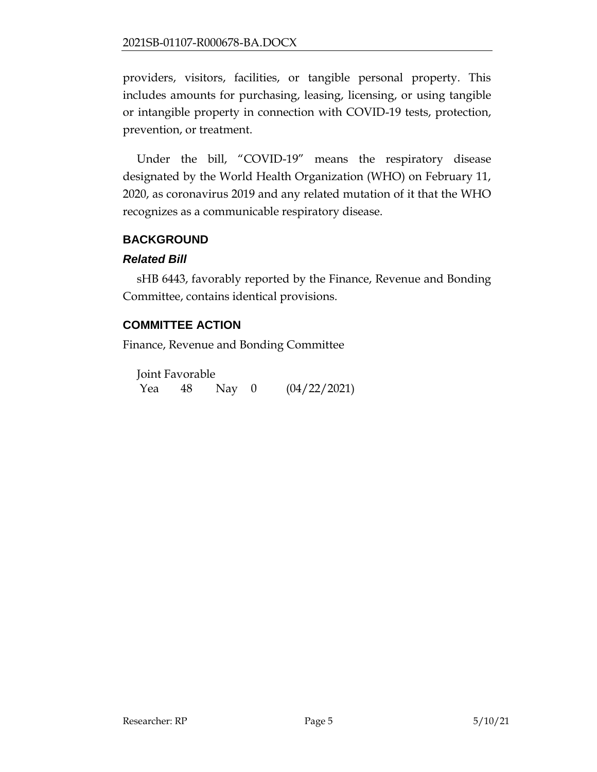providers, visitors, facilities, or tangible personal property. This includes amounts for purchasing, leasing, licensing, or using tangible or intangible property in connection with COVID-19 tests, protection, prevention, or treatment.

Under the bill, "COVID-19" means the respiratory disease designated by the World Health Organization (WHO) on February 11, 2020, as coronavirus 2019 and any related mutation of it that the WHO recognizes as a communicable respiratory disease.

## BACKGROUND

### *Related Bill*

sHB 6443, favorably reported by the Finance, Revenue and Bonding Committee, contains identical provisions.

## COMMITTEE ACTION

Finance, Revenue and Bonding Committee

Joint Favorable
Yea 48 Nay 0 (04/22/2021)